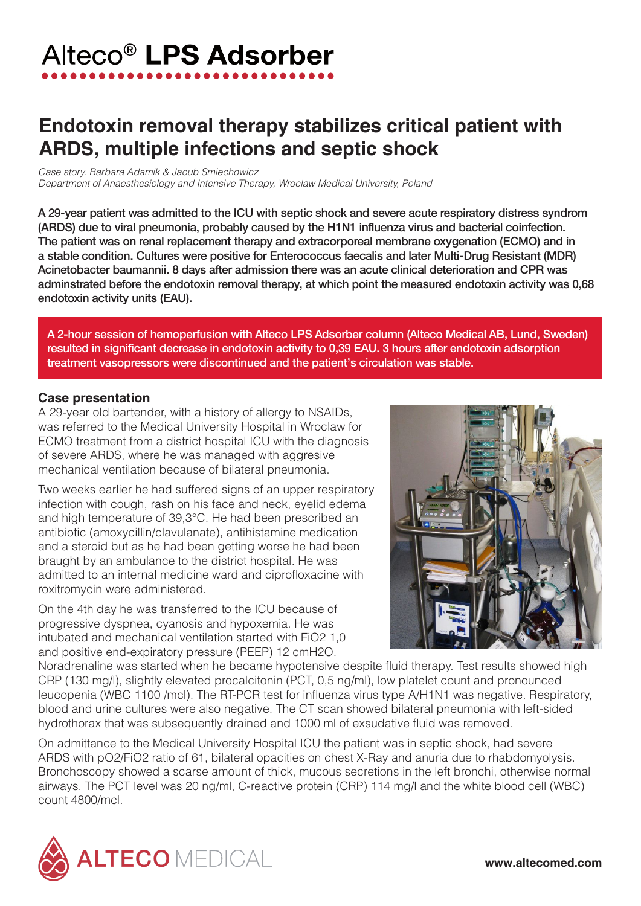# Alteco® LPS Adsorber

# Endotoxin removal therapy stabilizes critical patient with ARDS, multiple infections and septic shock

*Case story. Barbara Adamik & Jacub Smiechowicz*
*Department of Anaesthesiology and Intensive Therapy, Wroclaw Medical University, Poland*

**A 29-year patient was admitted to the ICU with septic shock and severe acute respiratory distress syndrom (ARDS) due to viral pneumonia, probably caused by the H1N1 influenza virus and bacterial coinfection. The patient was on renal replacement therapy and extracorporeal membrane oxygenation (ECMO) and in a stable condition. Cultures were positive for Enterococcus faecalis and later Multi-Drug Resistant (MDR) Acinetobacter baumannii. 8 days after admission there was an acute clinical deterioration and CPR was adminstrated before the endotoxin removal therapy, at which point the measured endotoxin activity was 0,68 endotoxin activity units (EAU).**

**A 2-hour session of hemoperfusion with Alteco LPS Adsorber column (Alteco Medical AB, Lund, Sweden) resulted in significant decrease in endotoxin activity to 0,39 EAU. 3 hours after endotoxin adsorption treatment vasopressors were discontinued and the patient's circulation was stable.**

## Case presentation

A 29-year old bartender, with a history of allergy to NSAIDs, was referred to the Medical University Hospital in Wroclaw for ECMO treatment from a district hospital ICU with the diagnosis of severe ARDS, where he was managed with aggresive mechanical ventilation because of bilateral pneumonia.

Two weeks earlier he had suffered signs of an upper respiratory infection with cough, rash on his face and neck, eyelid edema and high temperature of 39,3°C. He had been prescribed an antibiotic (amoxycillin/clavulanate), antihistamine medication and a steroid but as he had been getting worse he had been braught by an ambulance to the district hospital. He was admitted to an internal medicine ward and ciprofloxacine with roxitromycin were administered.

On the 4th day he was transferred to the ICU because of progressive dyspnea, cyanosis and hypoxemia. He was intubated and mechanical ventilation started with $FiO_2$ 1,0 and positive end-expiratory pressure (PEEP) 12 $cmH_2O$. Noradrenaline was started when he became hypotensive despite fluid therapy. Test results showed high CRP (130 mg/l), slightly elevated procalcitonin (PCT, 0,5 ng/ml), low platelet count and pronounced leucopenia (WBC 1100 /mcl). The RT-PCR test for influenza virus type A/H1N1 was negative. Respiratory, blood and urine cultures were also negative. The CT scan showed bilateral pneumonia with left-sided hydrothorax that was subsequently drained and 1000 ml of exsudative fluid was removed.

On admittance to the Medical University Hospital ICU the patient was in septic shock, had severe ARDS with $pO_2/FiO_2$ ratio of 61, bilateral opacities on chest X-Ray and anuria due to rhabdomyolysis. Bronchoscopy showed a scarse amount of thick, mucous secretions in the left bronchi, otherwise normal airways. The PCT level was 20 ng/ml, C-reactive protein (CRP) 114 mg/l and the white blood cell (WBC) count 4800/mcl.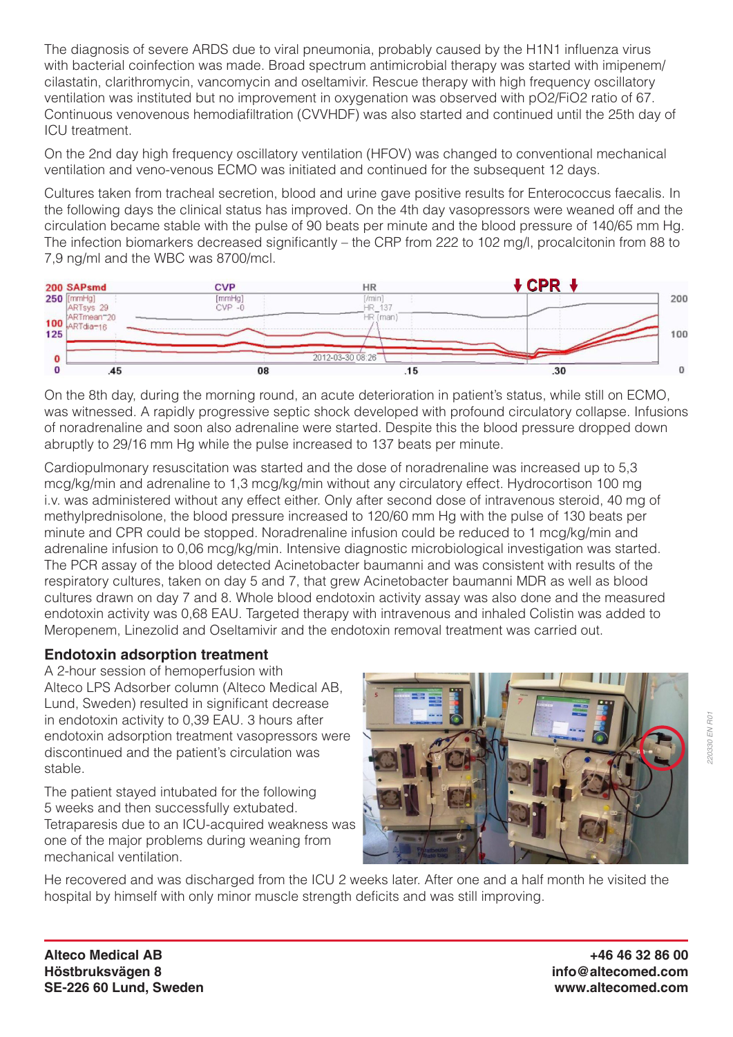The diagnosis of severe ARDS due to viral pneumonia, probably caused by the H1N1 influenza virus with bacterial coinfection was made. Broad spectrum antimicrobial therapy was started with imipenem/cilastatin, clarithromycin, vancomycin and oseltamivir. Rescue therapy with high frequency oscillatory ventilation was instituted but no improvement in oxygenation was observed with pO2/FiO2 ratio of 67. Continuous venovenous hemodiafiltration (CVVHDF) was also started and continued until the 25th day of ICU treatment.

On the 2nd day high frequency oscillatory ventilation (HFOV) was changed to conventional mechanical ventilation and veno-venous ECMO was initiated and continued for the subsequent 12 days.

Cultures taken from tracheal secretion, blood and urine gave positive results for Enterococcus faecalis. In the following days the clinical status has improved. On the 4th day vasopressors were weaned off and the circulation became stable with the pulse of 90 beats per minute and the blood pressure of 140/65 mm Hg. The infection biomarkers decreased significantly – the CRP from 222 to 102 mg/l, procalcitonin from 88 to 7,9 ng/ml and the WBC was 8700/mcl.

200 SAPsmd
250 [mmHg]
ARTsys 29
ARTmean 20
ARTdia 16
100
125
0
0
CVP
[mmHg]
CVP -0
HR
[/min]
HR 137
HR (man)
CPR
2012-03-30 08:26
.45
08
.15
.30
200
100
0

On the 8th day, during the morning round, an acute deterioration in patient's status, while still on ECMO, was witnessed. A rapidly progressive septic shock developed with profound circulatory collapse. Infusions of noradrenaline and soon also adrenaline were started. Despite this the blood pressure dropped down abruptly to 29/16 mm Hg while the pulse increased to 137 beats per minute.

Cardiopulmonary resuscitation was started and the dose of noradrenaline was increased up to 5,3 mcg/kg/min and adrenaline to 1,3 mcg/kg/min without any circulatory effect. Hydrocortison 100 mg i.v. was administered without any effect either. Only after second dose of intravenous steroid, 40 mg of methylprednisolone, the blood pressure increased to 120/60 mm Hg with the pulse of 130 beats per minute and CPR could be stopped. Noradrenaline infusion could be reduced to 1 mcg/kg/min and adrenaline infusion to 0,06 mcg/kg/min. Intensive diagnostic microbiological investigation was started. The PCR assay of the blood detected Acinetobacter baumanni and was consistent with results of the respiratory cultures, taken on day 5 and 7, that grew Acinetobacter baumanni MDR as well as blood cultures drawn on day 7 and 8. Whole blood endotoxin activity assay was also done and the measured endotoxin activity was 0,68 EAU. Targeted therapy with intravenous and inhaled Colistin was added to Meropenem, Linezolid and Oseltamivir and the endotoxin removal treatment was carried out.

## Endotoxin adsorption treatment

A 2-hour session of hemoperfusion with Alteco LPS Adsorber column (Alteco Medical AB, Lund, Sweden) resulted in significant decrease in endotoxin activity to 0,39 EAU. 3 hours after endotoxin adsorption treatment vasopressors were discontinued and the patient's circulation was stable.

The patient stayed intubated for the following 5 weeks and then successfully extubated. Tetraparesis due to an ICU-acquired weakness was one of the major problems during weaning from mechanical ventilation.

He recovered and was discharged from the ICU 2 weeks later. After one and a half month he visited the hospital by himself with only minor muscle strength deficits and was still improving.

**Alteco Medical AB**
**Höstbruksvägen 8**
**SE-226 60 Lund, Sweden**

**+46 46 32 86 00**
**info@altecomed.com**
**www.altecomed.com**

220330 EN R01